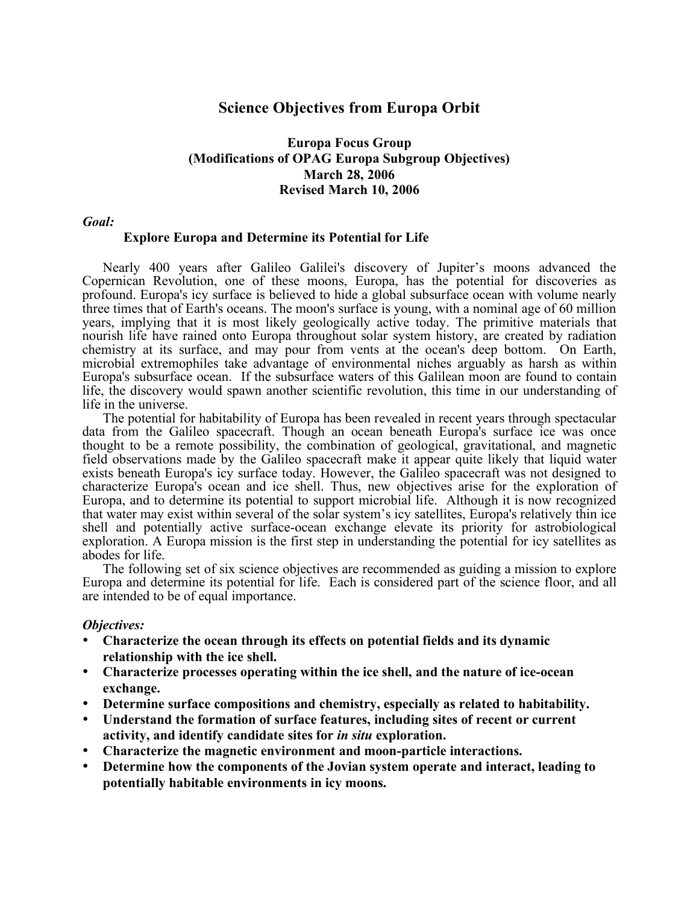# Science Objectives from Europa Orbit

**Europa Focus Group**
**(Modifications of OPAG Europa Subgroup Objectives)**
**March 28, 2006**
**Revised March 10, 2006**

***Goal:***

**Explore Europa and Determine its Potential for Life**

Nearly 400 years after Galileo Galilei's discovery of Jupiter's moons advanced the Copernican Revolution, one of these moons, Europa, has the potential for discoveries as profound. Europa's icy surface is believed to hide a global subsurface ocean with volume nearly three times that of Earth's oceans. The moon's surface is young, with a nominal age of 60 million years, implying that it is most likely geologically active today. The primitive materials that nourish life have rained onto Europa throughout solar system history, are created by radiation chemistry at its surface, and may pour from vents at the ocean's deep bottom. On Earth, microbial extremophiles take advantage of environmental niches arguably as harsh as within Europa's subsurface ocean. If the subsurface waters of this Galilean moon are found to contain life, the discovery would spawn another scientific revolution, this time in our understanding of life in the universe.

The potential for habitability of Europa has been revealed in recent years through spectacular data from the Galileo spacecraft. Though an ocean beneath Europa's surface ice was once thought to be a remote possibility, the combination of geological, gravitational, and magnetic field observations made by the Galileo spacecraft make it appear quite likely that liquid water exists beneath Europa's icy surface today. However, the Galileo spacecraft was not designed to characterize Europa's ocean and ice shell. Thus, new objectives arise for the exploration of Europa, and to determine its potential to support microbial life. Although it is now recognized that water may exist within several of the solar system's icy satellites, Europa's relatively thin ice shell and potentially active surface-ocean exchange elevate its priority for astrobiological exploration. A Europa mission is the first step in understanding the potential for icy satellites as abodes for life.

The following set of six science objectives are recommended as guiding a mission to explore Europa and determine its potential for life. Each is considered part of the science floor, and all are intended to be of equal importance.

***Objectives:***

- **Characterize the ocean through its effects on potential fields and its dynamic relationship with the ice shell.**
- **Characterize processes operating within the ice shell, and the nature of ice-ocean exchange.**
- **Determine surface compositions and chemistry, especially as related to habitability.**
- **Understand the formation of surface features, including sites of recent or current activity, and identify candidate sites for *in situ* exploration.**
- **Characterize the magnetic environment and moon-particle interactions.**
- **Determine how the components of the Jovian system operate and interact, leading to potentially habitable environments in icy moons.**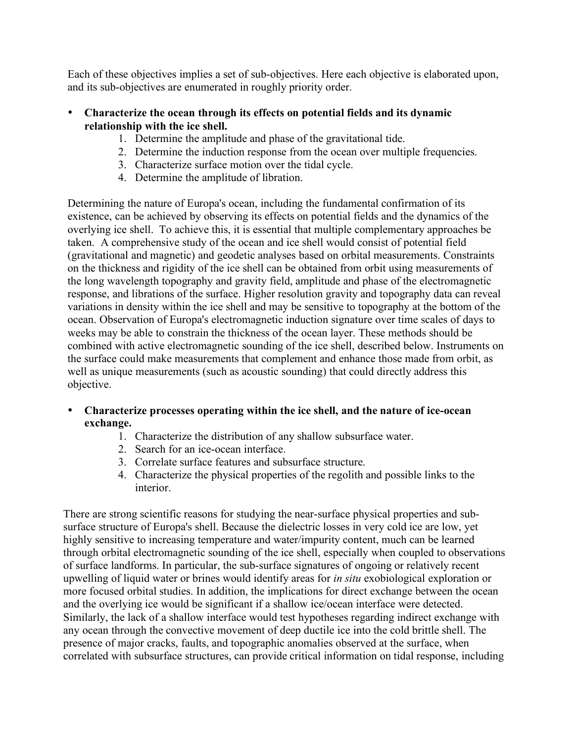Each of these objectives implies a set of sub-objectives. Here each objective is elaborated upon, and its sub-objectives are enumerated in roughly priority order.

- **Characterize the ocean through its effects on potential fields and its dynamic relationship with the ice shell.**
    1. Determine the amplitude and phase of the gravitational tide.
    2. Determine the induction response from the ocean over multiple frequencies.
    3. Characterize surface motion over the tidal cycle.
    4. Determine the amplitude of libration.

Determining the nature of Europa's ocean, including the fundamental confirmation of its existence, can be achieved by observing its effects on potential fields and the dynamics of the overlying ice shell. To achieve this, it is essential that multiple complementary approaches be taken. A comprehensive study of the ocean and ice shell would consist of potential field (gravitational and magnetic) and geodetic analyses based on orbital measurements. Constraints on the thickness and rigidity of the ice shell can be obtained from orbit using measurements of the long wavelength topography and gravity field, amplitude and phase of the electromagnetic response, and librations of the surface. Higher resolution gravity and topography data can reveal variations in density within the ice shell and may be sensitive to topography at the bottom of the ocean. Observation of Europa's electromagnetic induction signature over time scales of days to weeks may be able to constrain the thickness of the ocean layer. These methods should be combined with active electromagnetic sounding of the ice shell, described below. Instruments on the surface could make measurements that complement and enhance those made from orbit, as well as unique measurements (such as acoustic sounding) that could directly address this objective.

- **Characterize processes operating within the ice shell, and the nature of ice-ocean exchange.**
    1. Characterize the distribution of any shallow subsurface water.
    2. Search for an ice-ocean interface.
    3. Correlate surface features and subsurface structure.
    4. Characterize the physical properties of the regolith and possible links to the interior.

There are strong scientific reasons for studying the near-surface physical properties and sub-surface structure of Europa's shell. Because the dielectric losses in very cold ice are low, yet highly sensitive to increasing temperature and water/impurity content, much can be learned through orbital electromagnetic sounding of the ice shell, especially when coupled to observations of surface landforms. In particular, the sub-surface signatures of ongoing or relatively recent upwelling of liquid water or brines would identify areas for *in situ* exobiological exploration or more focused orbital studies. In addition, the implications for direct exchange between the ocean and the overlying ice would be significant if a shallow ice/ocean interface were detected. Similarly, the lack of a shallow interface would test hypotheses regarding indirect exchange with any ocean through the convective movement of deep ductile ice into the cold brittle shell. The presence of major cracks, faults, and topographic anomalies observed at the surface, when correlated with subsurface structures, can provide critical information on tidal response, including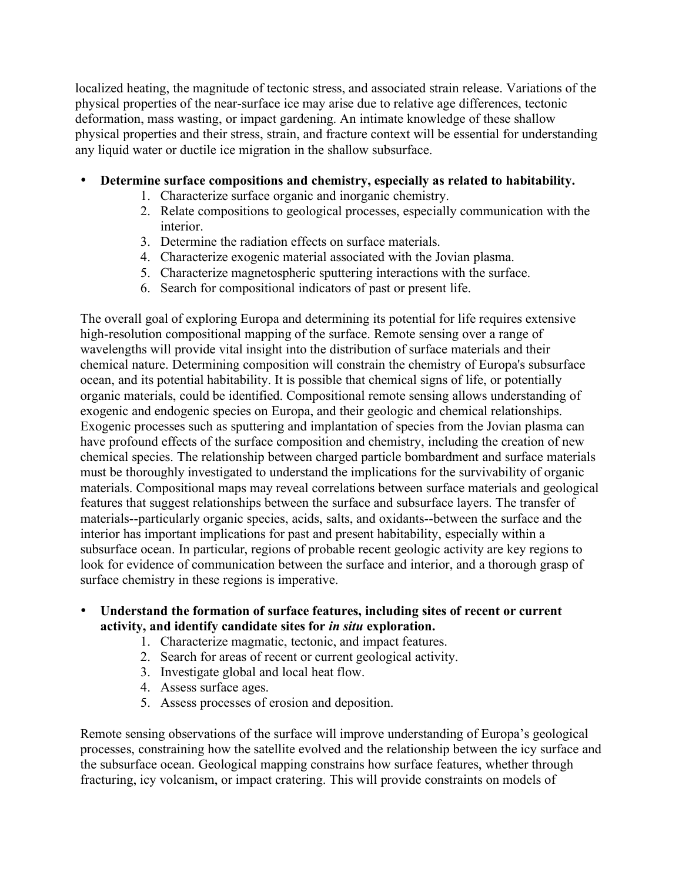localized heating, the magnitude of tectonic stress, and associated strain release. Variations of the physical properties of the near-surface ice may arise due to relative age differences, tectonic deformation, mass wasting, or impact gardening. An intimate knowledge of these shallow physical properties and their stress, strain, and fracture context will be essential for understanding any liquid water or ductile ice migration in the shallow subsurface.

- **Determine surface compositions and chemistry, especially as related to habitability.**
    1. Characterize surface organic and inorganic chemistry.
    2. Relate compositions to geological processes, especially communication with the interior.
    3. Determine the radiation effects on surface materials.
    4. Characterize exogenic material associated with the Jovian plasma.
    5. Characterize magnetospheric sputtering interactions with the surface.
    6. Search for compositional indicators of past or present life.

The overall goal of exploring Europa and determining its potential for life requires extensive high-resolution compositional mapping of the surface. Remote sensing over a range of wavelengths will provide vital insight into the distribution of surface materials and their chemical nature. Determining composition will constrain the chemistry of Europa's subsurface ocean, and its potential habitability. It is possible that chemical signs of life, or potentially organic materials, could be identified. Compositional remote sensing allows understanding of exogenic and endogenic species on Europa, and their geologic and chemical relationships. Exogenic processes such as sputtering and implantation of species from the Jovian plasma can have profound effects of the surface composition and chemistry, including the creation of new chemical species. The relationship between charged particle bombardment and surface materials must be thoroughly investigated to understand the implications for the survivability of organic materials. Compositional maps may reveal correlations between surface materials and geological features that suggest relationships between the surface and subsurface layers. The transfer of materials--particularly organic species, acids, salts, and oxidants--between the surface and the interior has important implications for past and present habitability, especially within a subsurface ocean. In particular, regions of probable recent geologic activity are key regions to look for evidence of communication between the surface and interior, and a thorough grasp of surface chemistry in these regions is imperative.

- **Understand the formation of surface features, including sites of recent or current activity, and identify candidate sites for *in situ* exploration.**
    1. Characterize magmatic, tectonic, and impact features.
    2. Search for areas of recent or current geological activity.
    3. Investigate global and local heat flow.
    4. Assess surface ages.
    5. Assess processes of erosion and deposition.

Remote sensing observations of the surface will improve understanding of Europa's geological processes, constraining how the satellite evolved and the relationship between the icy surface and the subsurface ocean. Geological mapping constrains how surface features, whether through fracturing, icy volcanism, or impact cratering. This will provide constraints on models of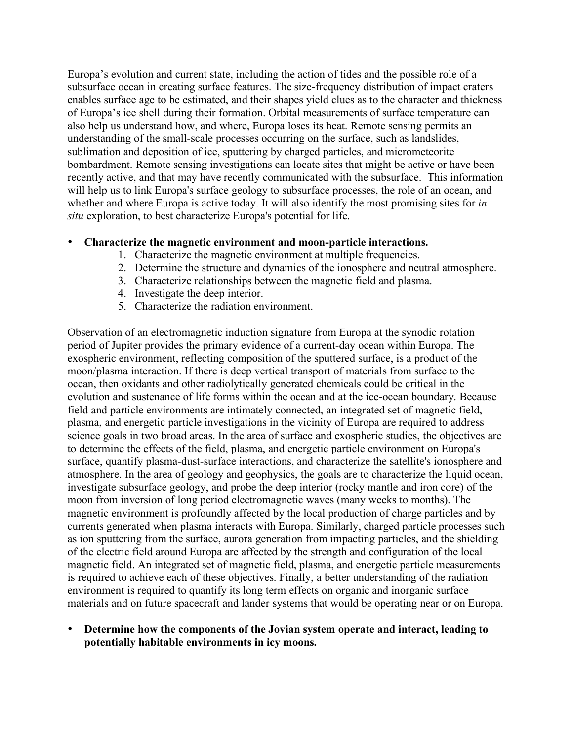Europa's evolution and current state, including the action of tides and the possible role of a subsurface ocean in creating surface features. The size-frequency distribution of impact craters enables surface age to be estimated, and their shapes yield clues as to the character and thickness of Europa's ice shell during their formation. Orbital measurements of surface temperature can also help us understand how, and where, Europa loses its heat. Remote sensing permits an understanding of the small-scale processes occurring on the surface, such as landslides, sublimation and deposition of ice, sputtering by charged particles, and micrometeorite bombardment. Remote sensing investigations can locate sites that might be active or have been recently active, and that may have recently communicated with the subsurface. This information will help us to link Europa's surface geology to subsurface processes, the role of an ocean, and whether and where Europa is active today. It will also identify the most promising sites for *in situ* exploration, to best characterize Europa's potential for life.

- **Characterize the magnetic environment and moon-particle interactions.**
    1. Characterize the magnetic environment at multiple frequencies.
    2. Determine the structure and dynamics of the ionosphere and neutral atmosphere.
    3. Characterize relationships between the magnetic field and plasma.
    4. Investigate the deep interior.
    5. Characterize the radiation environment.

Observation of an electromagnetic induction signature from Europa at the synodic rotation period of Jupiter provides the primary evidence of a current-day ocean within Europa. The exospheric environment, reflecting composition of the sputtered surface, is a product of the moon/plasma interaction. If there is deep vertical transport of materials from surface to the ocean, then oxidants and other radiolytically generated chemicals could be critical in the evolution and sustenance of life forms within the ocean and at the ice-ocean boundary. Because field and particle environments are intimately connected, an integrated set of magnetic field, plasma, and energetic particle investigations in the vicinity of Europa are required to address science goals in two broad areas. In the area of surface and exospheric studies, the objectives are to determine the effects of the field, plasma, and energetic particle environment on Europa's surface, quantify plasma-dust-surface interactions, and characterize the satellite's ionosphere and atmosphere. In the area of geology and geophysics, the goals are to characterize the liquid ocean, investigate subsurface geology, and probe the deep interior (rocky mantle and iron core) of the moon from inversion of long period electromagnetic waves (many weeks to months). The magnetic environment is profoundly affected by the local production of charge particles and by currents generated when plasma interacts with Europa. Similarly, charged particle processes such as ion sputtering from the surface, aurora generation from impacting particles, and the shielding of the electric field around Europa are affected by the strength and configuration of the local magnetic field. An integrated set of magnetic field, plasma, and energetic particle measurements is required to achieve each of these objectives. Finally, a better understanding of the radiation environment is required to quantify its long term effects on organic and inorganic surface materials and on future spacecraft and lander systems that would be operating near or on Europa.

- **Determine how the components of the Jovian system operate and interact, leading to potentially habitable environments in icy moons.**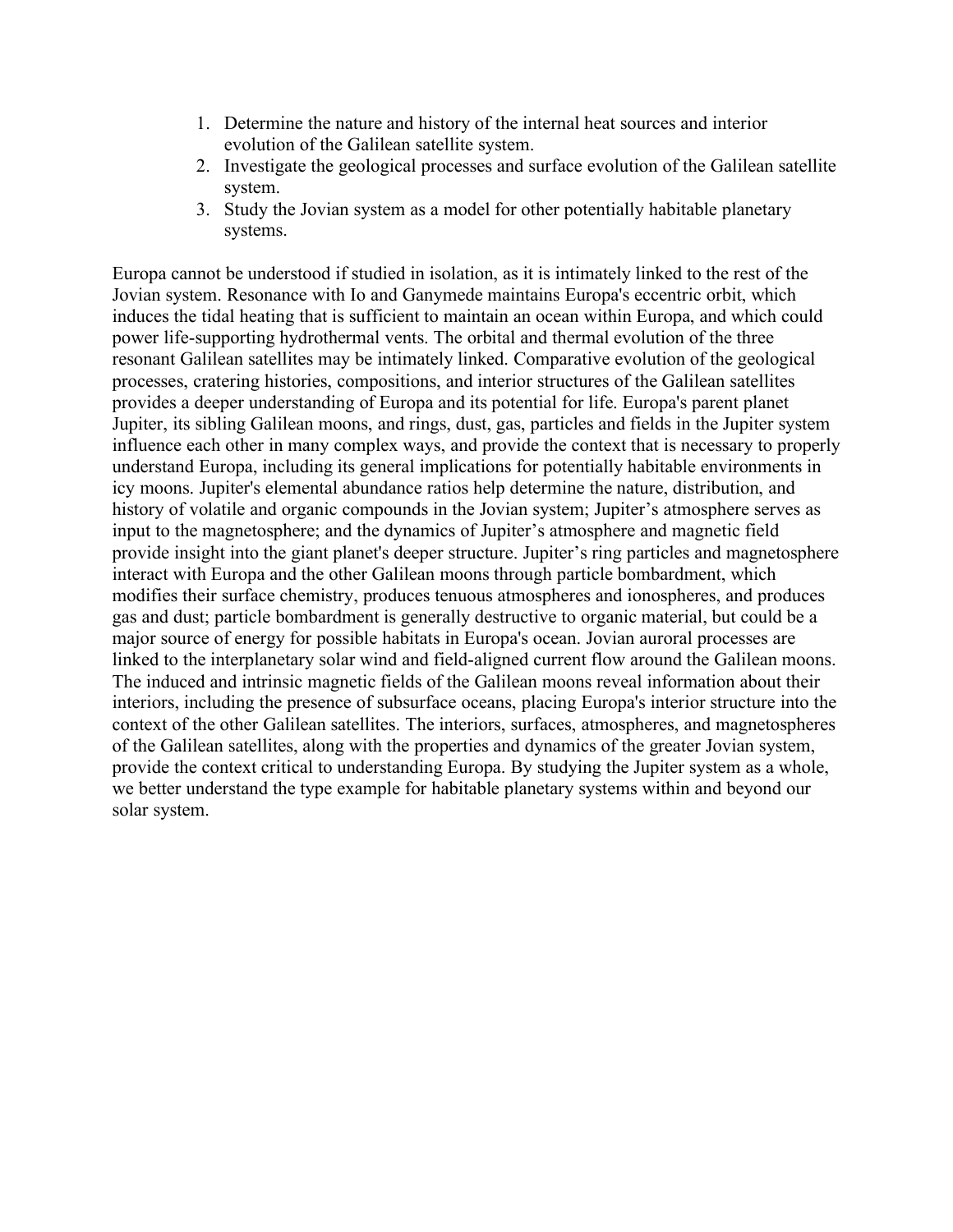1. Determine the nature and history of the internal heat sources and interior evolution of the Galilean satellite system.
2. Investigate the geological processes and surface evolution of the Galilean satellite system.
3. Study the Jovian system as a model for other potentially habitable planetary systems.

Europa cannot be understood if studied in isolation, as it is intimately linked to the rest of the Jovian system. Resonance with Io and Ganymede maintains Europa's eccentric orbit, which induces the tidal heating that is sufficient to maintain an ocean within Europa, and which could power life-supporting hydrothermal vents. The orbital and thermal evolution of the three resonant Galilean satellites may be intimately linked. Comparative evolution of the geological processes, cratering histories, compositions, and interior structures of the Galilean satellites provides a deeper understanding of Europa and its potential for life. Europa's parent planet Jupiter, its sibling Galilean moons, and rings, dust, gas, particles and fields in the Jupiter system influence each other in many complex ways, and provide the context that is necessary to properly understand Europa, including its general implications for potentially habitable environments in icy moons. Jupiter's elemental abundance ratios help determine the nature, distribution, and history of volatile and organic compounds in the Jovian system; Jupiter’s atmosphere serves as input to the magnetosphere; and the dynamics of Jupiter’s atmosphere and magnetic field provide insight into the giant planet's deeper structure. Jupiter’s ring particles and magnetosphere interact with Europa and the other Galilean moons through particle bombardment, which modifies their surface chemistry, produces tenuous atmospheres and ionospheres, and produces gas and dust; particle bombardment is generally destructive to organic material, but could be a major source of energy for possible habitats in Europa's ocean. Jovian auroral processes are linked to the interplanetary solar wind and field-aligned current flow around the Galilean moons. The induced and intrinsic magnetic fields of the Galilean moons reveal information about their interiors, including the presence of subsurface oceans, placing Europa's interior structure into the context of the other Galilean satellites. The interiors, surfaces, atmospheres, and magnetospheres of the Galilean satellites, along with the properties and dynamics of the greater Jovian system, provide the context critical to understanding Europa. By studying the Jupiter system as a whole, we better understand the type example for habitable planetary systems within and beyond our solar system.